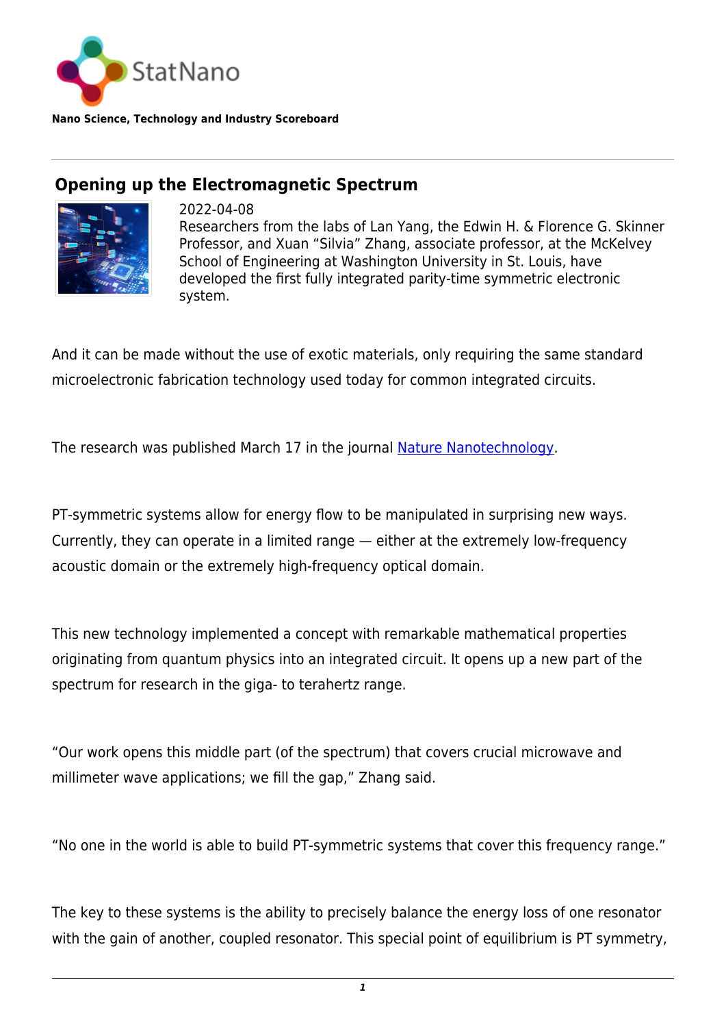StatNano

**Nano Science, Technology and Industry Scoreboard**

## Opening up the Electromagnetic Spectrum

2022-04-08

Researchers from the labs of Lan Yang, the Edwin H. & Florence G. Skinner Professor, and Xuan "Silvia" Zhang, associate professor, at the McKelvey School of Engineering at Washington University in St. Louis, have developed the first fully integrated parity-time symmetric electronic system.

And it can be made without the use of exotic materials, only requiring the same standard microelectronic fabrication technology used today for common integrated circuits.

The research was published March 17 in the journal Nature Nanotechnology.

PT-symmetric systems allow for energy flow to be manipulated in surprising new ways. Currently, they can operate in a limited range — either at the extremely low-frequency acoustic domain or the extremely high-frequency optical domain.

This new technology implemented a concept with remarkable mathematical properties originating from quantum physics into an integrated circuit. It opens up a new part of the spectrum for research in the giga- to terahertz range.

"Our work opens this middle part (of the spectrum) that covers crucial microwave and millimeter wave applications; we fill the gap," Zhang said.

"No one in the world is able to build PT-symmetric systems that cover this frequency range."

The key to these systems is the ability to precisely balance the energy loss of one resonator with the gain of another, coupled resonator. This special point of equilibrium is PT symmetry,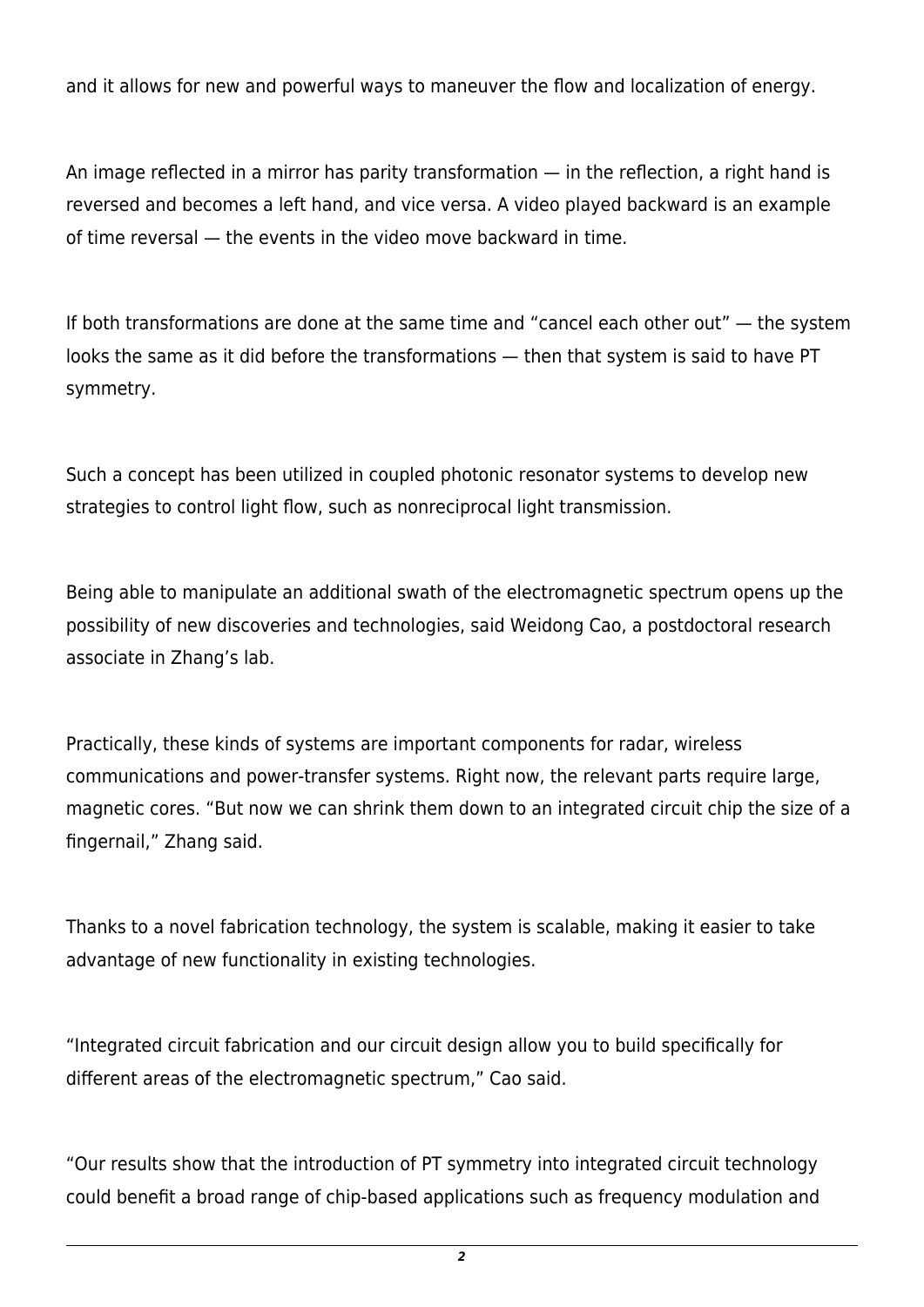and it allows for new and powerful ways to maneuver the flow and localization of energy.

An image reflected in a mirror has parity transformation — in the reflection, a right hand is reversed and becomes a left hand, and vice versa. A video played backward is an example of time reversal — the events in the video move backward in time.

If both transformations are done at the same time and "cancel each other out" — the system looks the same as it did before the transformations — then that system is said to have PT symmetry.

Such a concept has been utilized in coupled photonic resonator systems to develop new strategies to control light flow, such as nonreciprocal light transmission.

Being able to manipulate an additional swath of the electromagnetic spectrum opens up the possibility of new discoveries and technologies, said Weidong Cao, a postdoctoral research associate in Zhang's lab.

Practically, these kinds of systems are important components for radar, wireless communications and power-transfer systems. Right now, the relevant parts require large, magnetic cores. "But now we can shrink them down to an integrated circuit chip the size of a fingernail," Zhang said.

Thanks to a novel fabrication technology, the system is scalable, making it easier to take advantage of new functionality in existing technologies.

"Integrated circuit fabrication and our circuit design allow you to build specifically for different areas of the electromagnetic spectrum," Cao said.

"Our results show that the introduction of PT symmetry into integrated circuit technology could benefit a broad range of chip-based applications such as frequency modulation and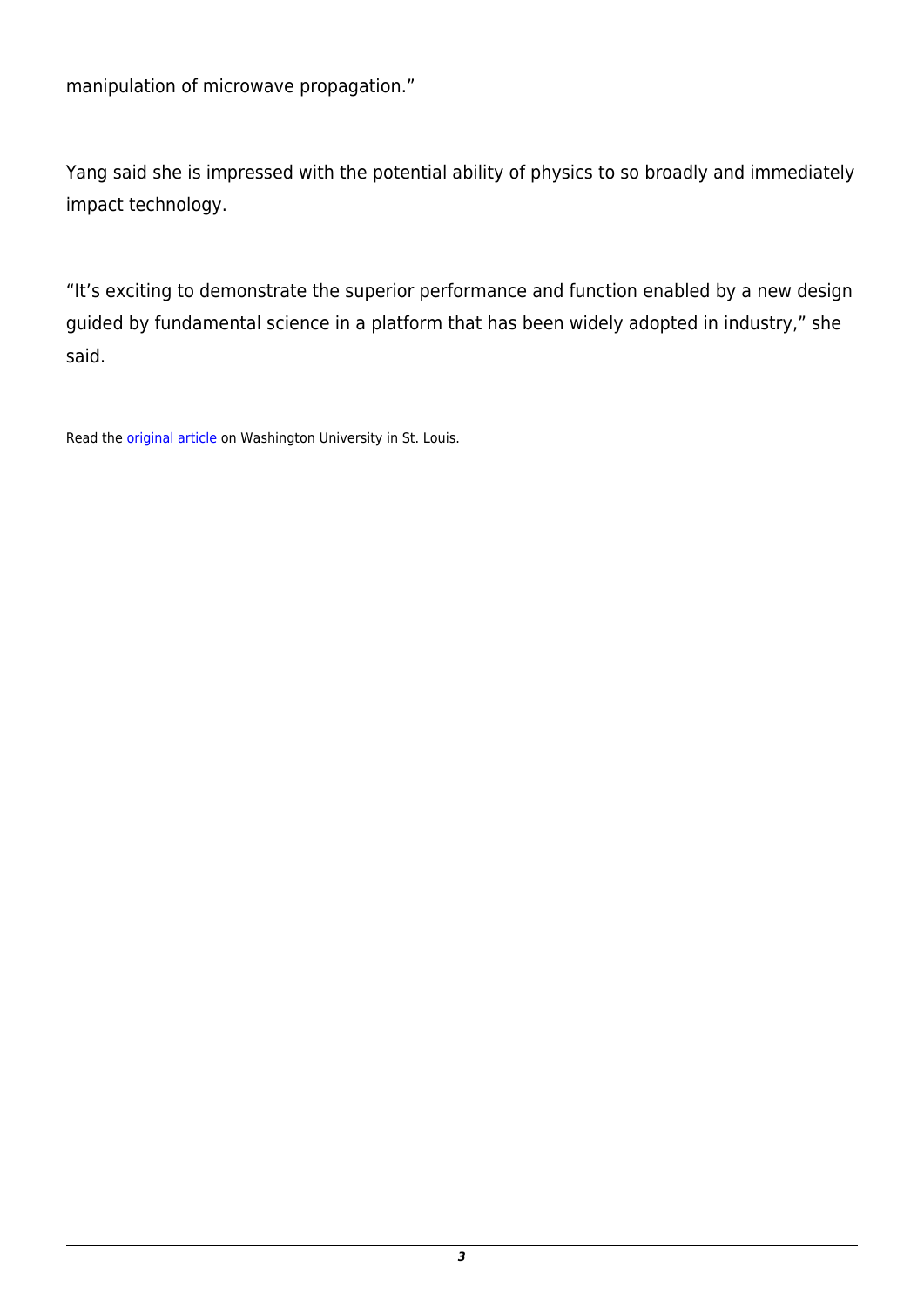manipulation of microwave propagation."

Yang said she is impressed with the potential ability of physics to so broadly and immediately impact technology.

"It's exciting to demonstrate the superior performance and function enabled by a new design guided by fundamental science in a platform that has been widely adopted in industry," she said.

Read the [original article](#) on Washington University in St. Louis.